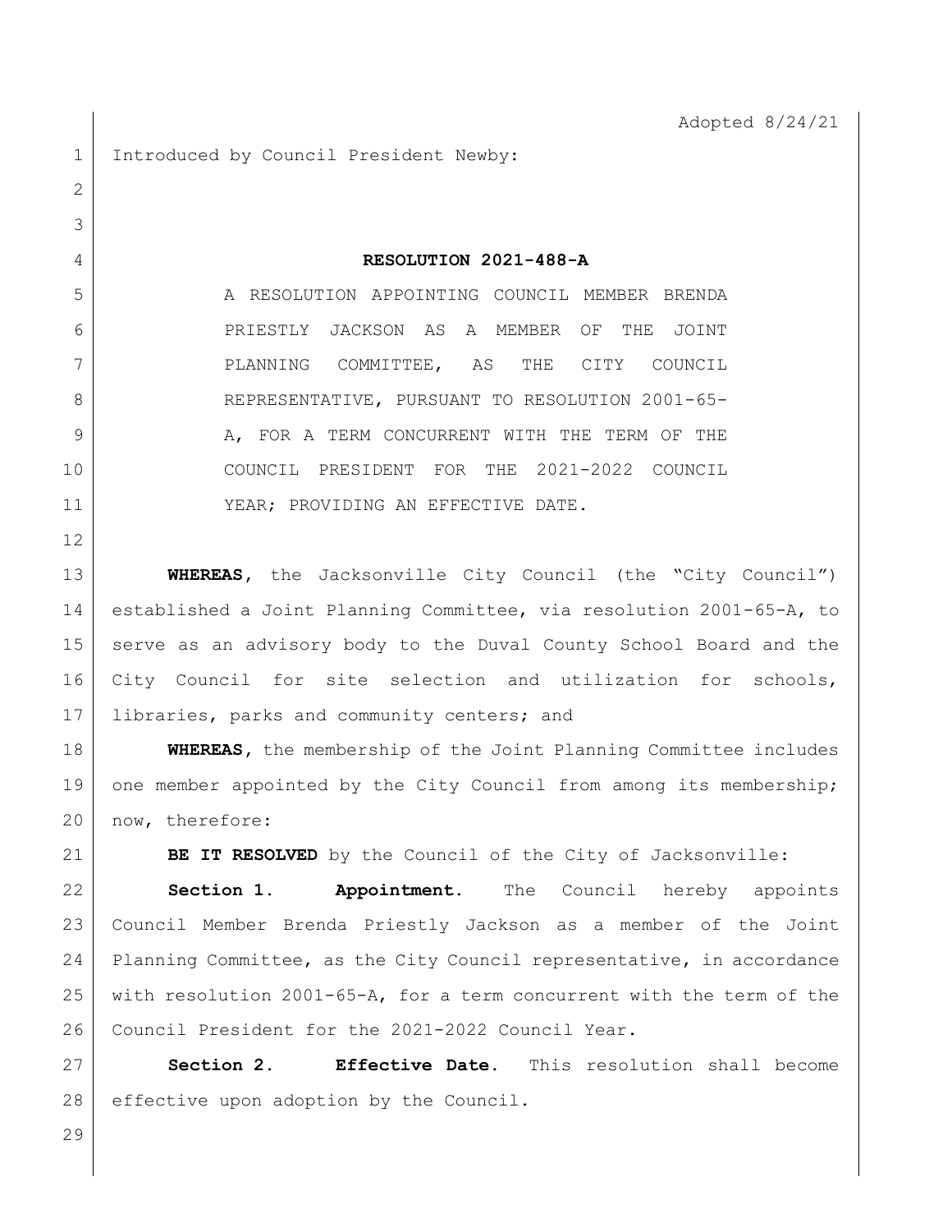Adopted 8/24/21

Introduced by Council President Newby:

**RESOLUTION 2021-488-A**

A RESOLUTION APPOINTING COUNCIL MEMBER BRENDA PRIESTLY JACKSON AS A MEMBER OF THE JOINT PLANNING COMMITTEE, AS THE CITY COUNCIL REPRESENTATIVE, PURSUANT TO RESOLUTION 2001-65-A, FOR A TERM CONCURRENT WITH THE TERM OF THE COUNCIL PRESIDENT FOR THE 2021-2022 COUNCIL YEAR; PROVIDING AN EFFECTIVE DATE.

**WHEREAS**, the Jacksonville City Council (the "City Council") established a Joint Planning Committee, via resolution 2001-65-A, to serve as an advisory body to the Duval County School Board and the City Council for site selection and utilization for schools, libraries, parks and community centers; and

**WHEREAS**, the membership of the Joint Planning Committee includes one member appointed by the City Council from among its membership; now, therefore:

**BE IT RESOLVED** by the Council of the City of Jacksonville:

**Section 1. Appointment.** The Council hereby appoints Council Member Brenda Priestly Jackson as a member of the Joint Planning Committee, as the City Council representative, in accordance with resolution 2001-65-A, for a term concurrent with the term of the Council President for the 2021-2022 Council Year.

**Section 2. Effective Date.** This resolution shall become effective upon adoption by the Council.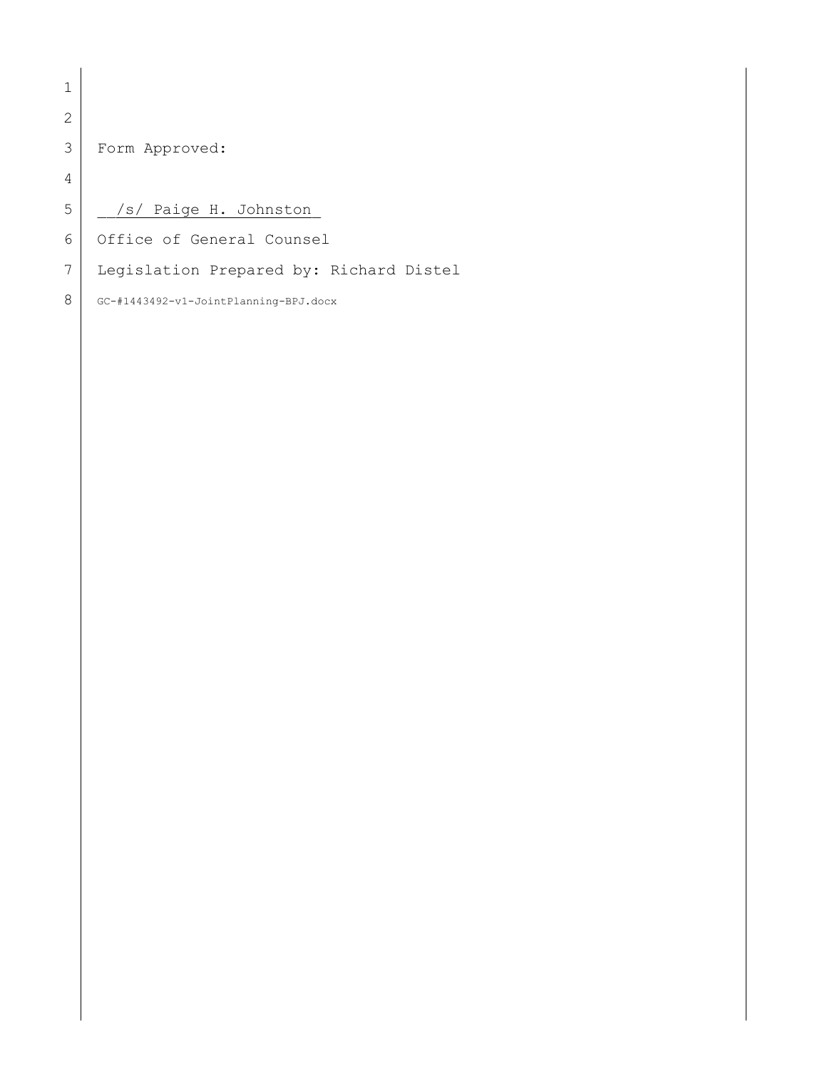Form Approved:

__/s/ Paige H. Johnston__

Office of General Counsel

Legislation Prepared by: Richard Distel

GC-#1443492-v1-JointPlanning-BPJ.docx